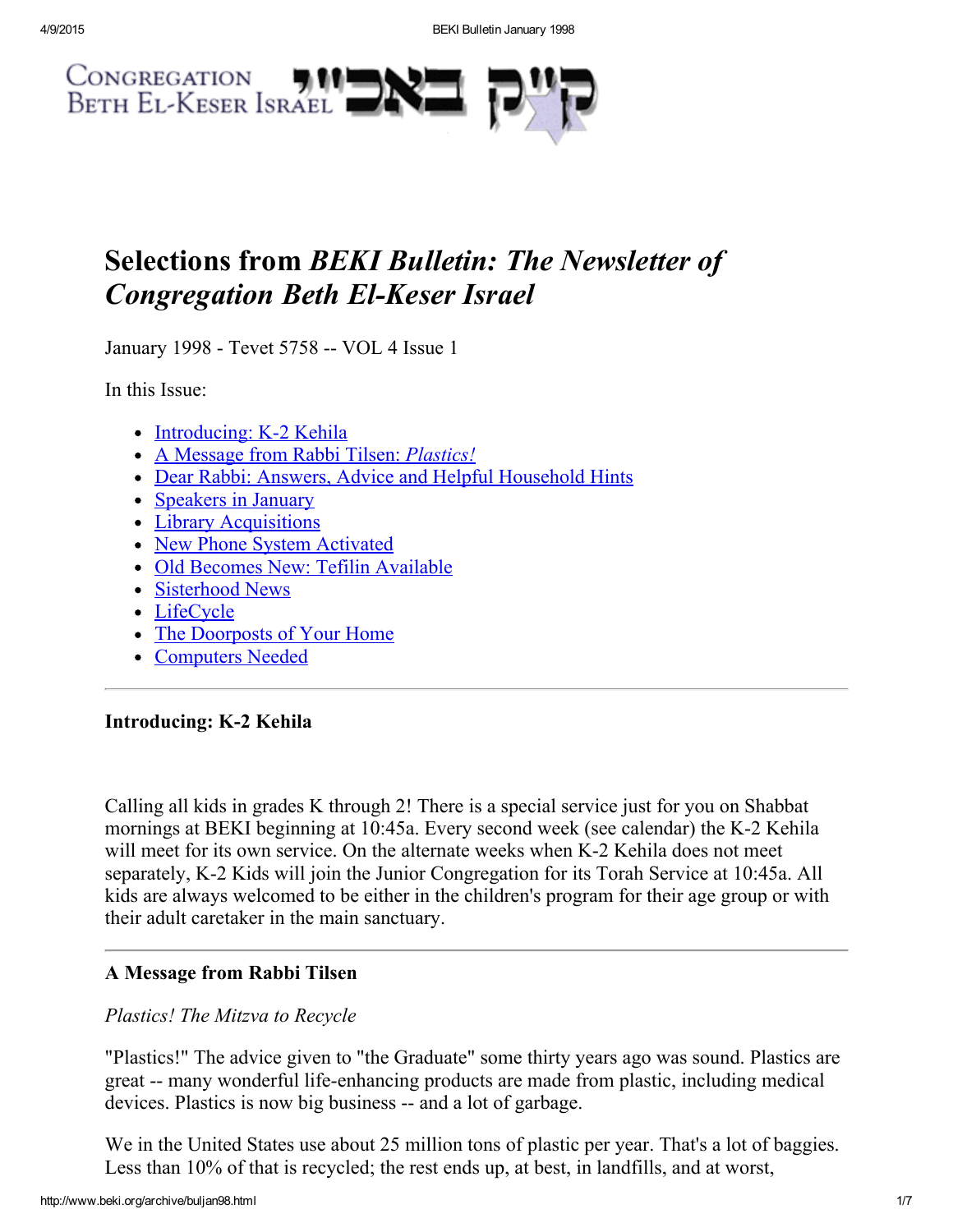# Selections from *BEKI Bulletin: The Newsletter of Congregation Beth El-Keser Israel*

January 1998 - Tevet 5758 -- VOL 4 Issue 1

In this Issue:

- Introducing: K-2 Kehila
- A Message from Rabbi Tilsen: *Plastics!*
- Dear Rabbi: Answers, Advice and Helpful Household Hints
- Speakers in January
- Library Acquisitions
- New Phone System Activated
- Old Becomes New: Tefilin Available
- Sisterhood News
- LifeCycle
- The Doorposts of Your Home
- Computers Needed

---

### Introducing: K-2 Kehila

Calling all kids in grades K through 2! There is a special service just for you on Shabbat mornings at BEKI beginning at 10:45a. Every second week (see calendar) the K-2 Kehila will meet for its own service. On the alternate weeks when K-2 Kehila does not meet separately, K-2 Kids will join the Junior Congregation for its Torah Service at 10:45a. All kids are always welcomed to be either in the children's program for their age group or with their adult caretaker in the main sanctuary.

---

### A Message from Rabbi Tilsen

*Plastics! The Mitzva to Recycle*

"Plastics!" The advice given to "the Graduate" some thirty years ago was sound. Plastics are great -- many wonderful life-enhancing products are made from plastic, including medical devices. Plastics is now big business -- and a lot of garbage.

We in the United States use about 25 million tons of plastic per year. That's a lot of baggies. Less than 10% of that is recycled; the rest ends up, at best, in landfills, and at worst,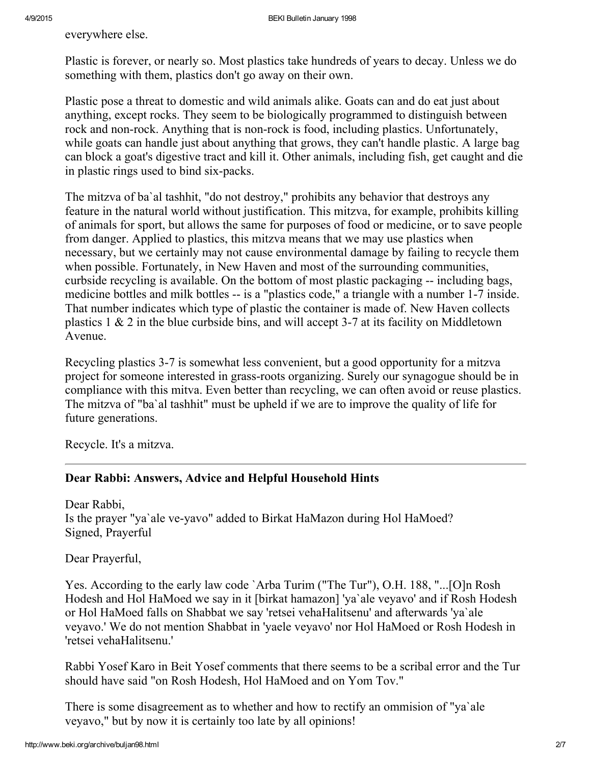everywhere else.

Plastic is forever, or nearly so. Most plastics take hundreds of years to decay. Unless we do something with them, plastics don't go away on their own.

Plastic pose a threat to domestic and wild animals alike. Goats can and do eat just about anything, except rocks. They seem to be biologically programmed to distinguish between rock and non-rock. Anything that is non-rock is food, including plastics. Unfortunately, while goats can handle just about anything that grows, they can't handle plastic. A large bag can block a goat's digestive tract and kill it. Other animals, including fish, get caught and die in plastic rings used to bind six-packs.

The mitzva of ba`al tashhit, "do not destroy," prohibits any behavior that destroys any feature in the natural world without justification. This mitzva, for example, prohibits killing of animals for sport, but allows the same for purposes of food or medicine, or to save people from danger. Applied to plastics, this mitzva means that we may use plastics when necessary, but we certainly may not cause environmental damage by failing to recycle them when possible. Fortunately, in New Haven and most of the surrounding communities, curbside recycling is available. On the bottom of most plastic packaging -- including bags, medicine bottles and milk bottles -- is a "plastics code," a triangle with a number 1-7 inside. That number indicates which type of plastic the container is made of. New Haven collects plastics 1 & 2 in the blue curbside bins, and will accept 3-7 at its facility on Middletown Avenue.

Recycling plastics 3-7 is somewhat less convenient, but a good opportunity for a mitzva project for someone interested in grass-roots organizing. Surely our synagogue should be in compliance with this mitva. Even better than recycling, we can often avoid or reuse plastics. The mitzva of "ba`al tashhit" must be upheld if we are to improve the quality of life for future generations.

Recycle. It's a mitzva.

---

**Dear Rabbi: Answers, Advice and Helpful Household Hints**

Dear Rabbi,
Is the prayer "ya`ale ve-yavo" added to Birkat HaMazon during Hol HaMoed?
Signed, Prayerful

Dear Prayerful,

Yes. According to the early law code `Arba Turim ("The Tur"), O.H. 188, "...[O]n Rosh Hodesh and Hol HaMoed we say in it [birkat hamazon] 'ya`ale veyavo' and if Rosh Hodesh or Hol HaMoed falls on Shabbat we say 'retsei vehaHalitsenu' and afterwards 'ya`ale veyavo.' We do not mention Shabbat in 'yaele veyavo' nor Hol HaMoed or Rosh Hodesh in 'retsei vehaHalitsenu.'

Rabbi Yosef Karo in Beit Yosef comments that there seems to be a scribal error and the Tur should have said "on Rosh Hodesh, Hol HaMoed and on Yom Tov."

There is some disagreement as to whether and how to rectify an ommision of "ya`ale veyavo," but by now it is certainly too late by all opinions!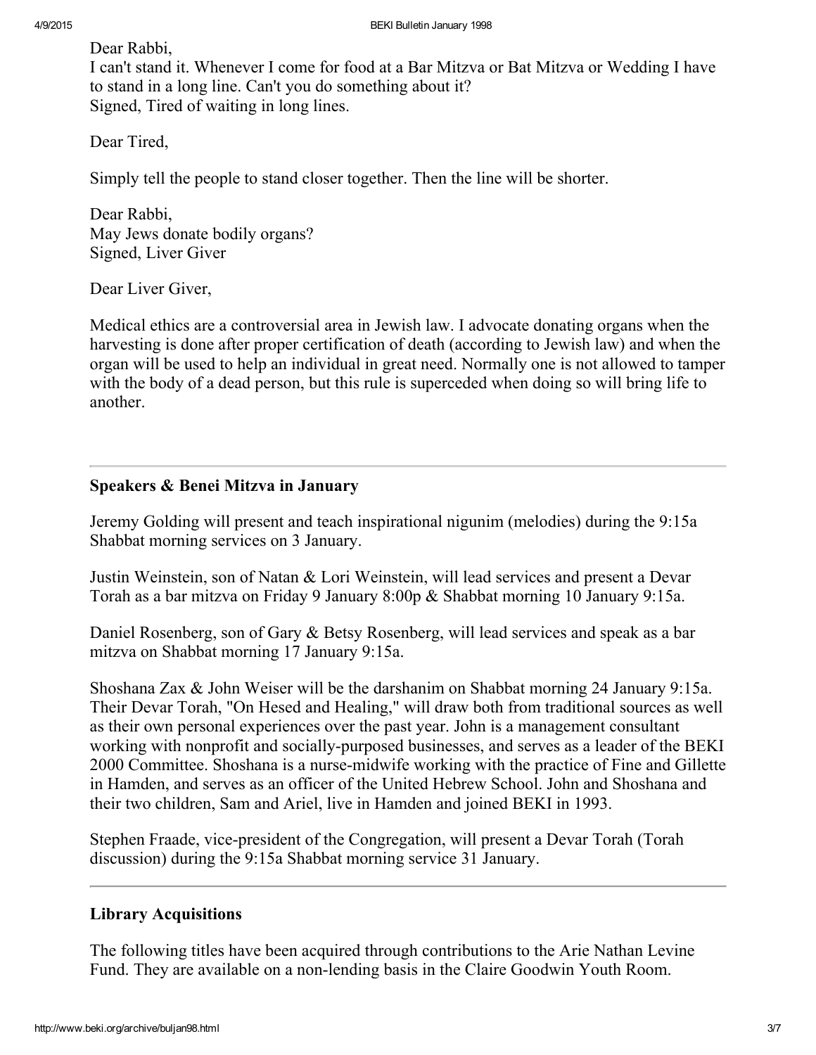Dear Rabbi,
I can't stand it. Whenever I come for food at a Bar Mitzva or Bat Mitzva or Wedding I have to stand in a long line. Can't you do something about it?
Signed, Tired of waiting in long lines.

Dear Tired,

Simply tell the people to stand closer together. Then the line will be shorter.

Dear Rabbi,
May Jews donate bodily organs?
Signed, Liver Giver

Dear Liver Giver,

Medical ethics are a controversial area in Jewish law. I advocate donating organs when the harvesting is done after proper certification of death (according to Jewish law) and when the organ will be used to help an individual in great need. Normally one is not allowed to tamper with the body of a dead person, but this rule is superceded when doing so will bring life to another.

---

### Speakers & Benei Mitzva in January

Jeremy Golding will present and teach inspirational nigunim (melodies) during the 9:15a Shabbat morning services on 3 January.

Justin Weinstein, son of Natan & Lori Weinstein, will lead services and present a Devar Torah as a bar mitzva on Friday 9 January 8:00p & Shabbat morning 10 January 9:15a.

Daniel Rosenberg, son of Gary & Betsy Rosenberg, will lead services and speak as a bar mitzva on Shabbat morning 17 January 9:15a.

Shoshana Zax & John Weiser will be the darshanim on Shabbat morning 24 January 9:15a. Their Devar Torah, "On Hesed and Healing," will draw both from traditional sources as well as their own personal experiences over the past year. John is a management consultant working with nonprofit and socially-purposed businesses, and serves as a leader of the BEKI 2000 Committee. Shoshana is a nurse-midwife working with the practice of Fine and Gillette in Hamden, and serves as an officer of the United Hebrew School. John and Shoshana and their two children, Sam and Ariel, live in Hamden and joined BEKI in 1993.

Stephen Fraade, vice-president of the Congregation, will present a Devar Torah (Torah discussion) during the 9:15a Shabbat morning service 31 January.

---

### Library Acquisitions

The following titles have been acquired through contributions to the Arie Nathan Levine Fund. They are available on a non-lending basis in the Claire Goodwin Youth Room.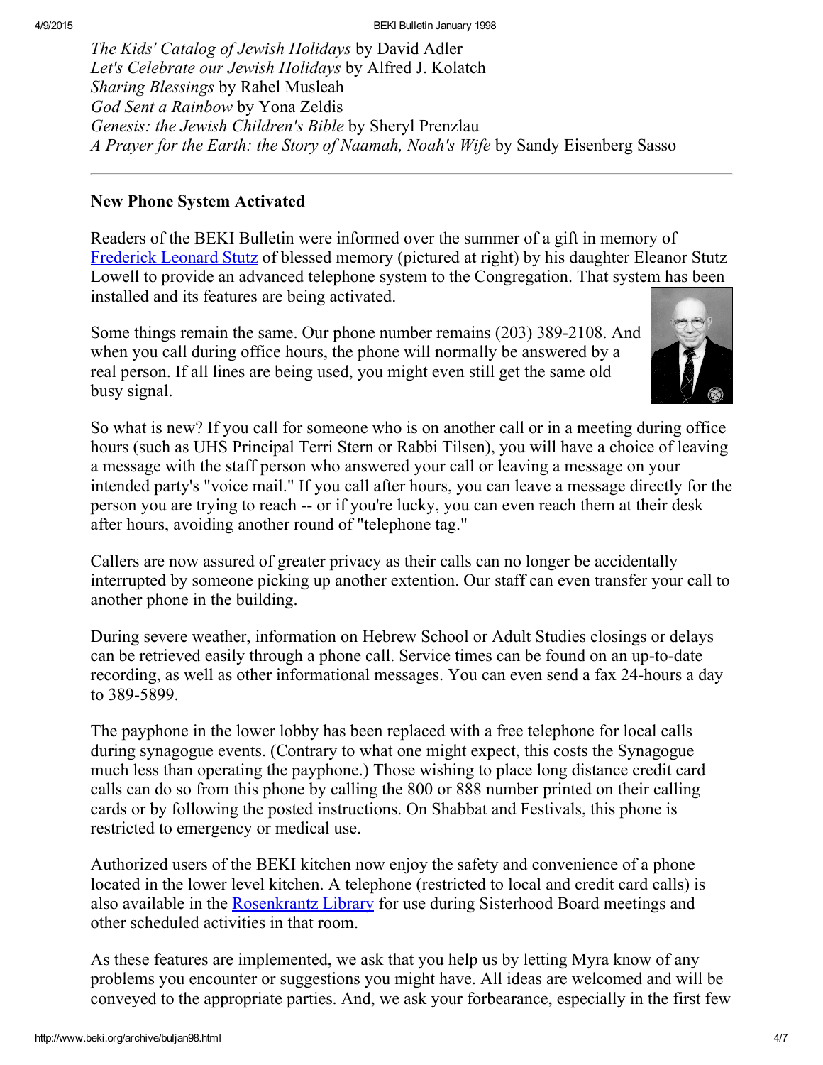*The Kids' Catalog of Jewish Holidays* by David Adler
*Let's Celebrate our Jewish Holidays* by Alfred J. Kolatch
*Sharing Blessings* by Rahel Musleah
*God Sent a Rainbow* by Yona Zeldis
*Genesis: the Jewish Children's Bible* by Sheryl Prenzlau
*A Prayer for the Earth: the Story of Naamah, Noah's Wife* by Sandy Eisenberg Sasso

---

**New Phone System Activated**

Readers of the BEKI Bulletin were informed over the summer of a gift in memory of Frederick Leonard Stutz of blessed memory (pictured at right) by his daughter Eleanor Stutz Lowell to provide an advanced telephone system to the Congregation. That system has been installed and its features are being activated.

Some things remain the same. Our phone number remains (203) 389-2108. And when you call during office hours, the phone will normally be answered by a real person. If all lines are being used, you might even still get the same old busy signal.

So what is new? If you call for someone who is on another call or in a meeting during office hours (such as UHS Principal Terri Stern or Rabbi Tilsen), you will have a choice of leaving a message with the staff person who answered your call or leaving a message on your intended party's "voice mail." If you call after hours, you can leave a message directly for the person you are trying to reach -- or if you're lucky, you can even reach them at their desk after hours, avoiding another round of "telephone tag."

Callers are now assured of greater privacy as their calls can no longer be accidentally interrupted by someone picking up another extention. Our staff can even transfer your call to another phone in the building.

During severe weather, information on Hebrew School or Adult Studies closings or delays can be retrieved easily through a phone call. Service times can be found on an up-to-date recording, as well as other informational messages. You can even send a fax 24-hours a day to 389-5899.

The payphone in the lower lobby has been replaced with a free telephone for local calls during synagogue events. (Contrary to what one might expect, this costs the Synagogue much less than operating the payphone.) Those wishing to place long distance credit card calls can do so from this phone by calling the 800 or 888 number printed on their calling cards or by following the posted instructions. On Shabbat and Festivals, this phone is restricted to emergency or medical use.

Authorized users of the BEKI kitchen now enjoy the safety and convenience of a phone located in the lower level kitchen. A telephone (restricted to local and credit card calls) is also available in the Rosenkrantz Library for use during Sisterhood Board meetings and other scheduled activities in that room.

As these features are implemented, we ask that you help us by letting Myra know of any problems you encounter or suggestions you might have. All ideas are welcomed and will be conveyed to the appropriate parties. And, we ask your forbearance, especially in the first few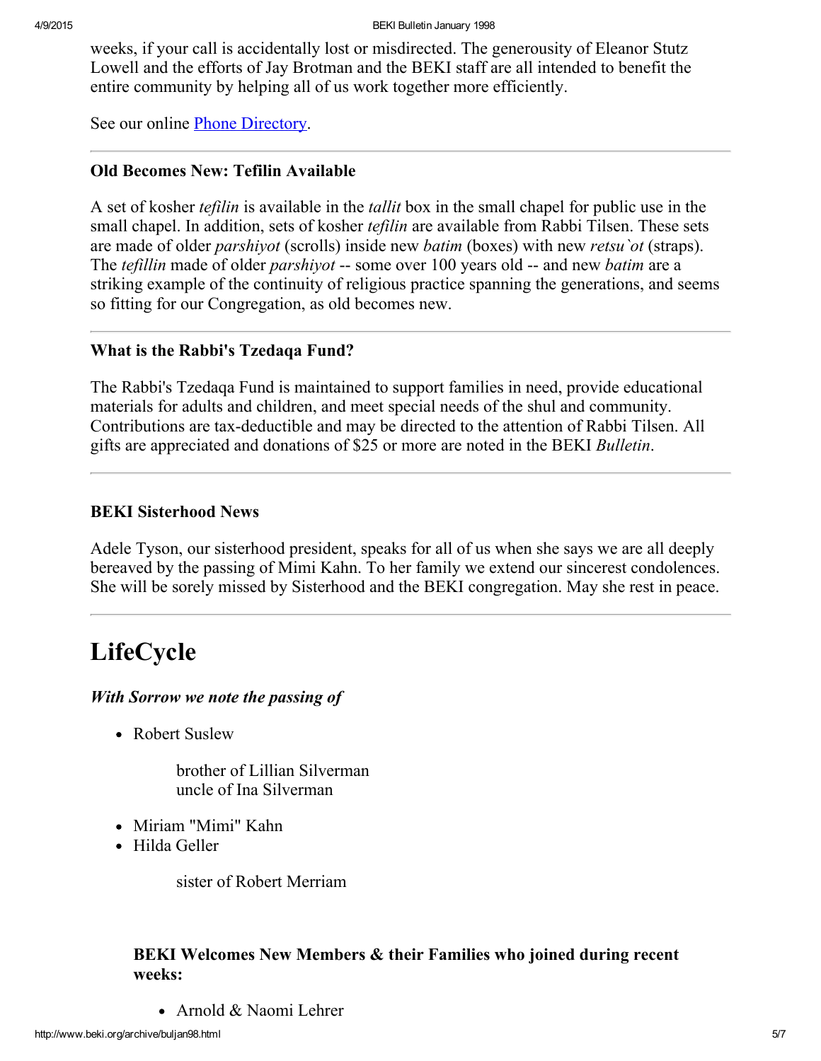weeks, if your call is accidentally lost or misdirected. The generousity of Eleanor Stutz Lowell and the efforts of Jay Brotman and the BEKI staff are all intended to benefit the entire community by helping all of us work together more efficiently.

See our online [Phone Directory](Phone Directory).

---

### Old Becomes New: Tefilin Available

A set of kosher *tefilin* is available in the *tallit* box in the small chapel for public use in the small chapel. In addition, sets of kosher *tefilin* are available from Rabbi Tilsen. These sets are made of older *parshiyot* (scrolls) inside new *batim* (boxes) with new *retsu`ot* (straps). The *tefillin* made of older *parshiyot* -- some over 100 years old -- and new *batim* are a striking example of the continuity of religious practice spanning the generations, and seems so fitting for our Congregation, as old becomes new.

---

### What is the Rabbi's Tzedaqa Fund?

The Rabbi's Tzedaqa Fund is maintained to support families in need, provide educational materials for adults and children, and meet special needs of the shul and community. Contributions are tax-deductible and may be directed to the attention of Rabbi Tilsen. All gifts are appreciated and donations of $25 or more are noted in the BEKI *Bulletin*.

---

### BEKI Sisterhood News

Adele Tyson, our sisterhood president, speaks for all of us when she says we are all deeply bereaved by the passing of Mimi Kahn. To her family we extend our sincerest condolences. She will be sorely missed by Sisterhood and the BEKI congregation. May she rest in peace.

---

# LifeCycle

***With Sorrow we note the passing of***

- Robert Suslew

  brother of Lillian Silverman
  uncle of Ina Silverman

- Miriam "Mimi" Kahn
- Hilda Geller

  sister of Robert Merriam

### BEKI Welcomes New Members & their Families who joined during recent weeks:

- Arnold & Naomi Lehrer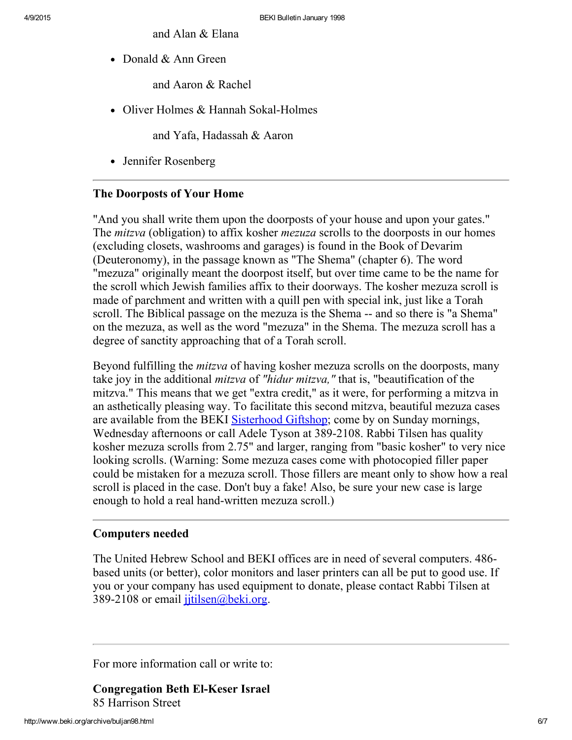and Alan & Elana

- Donald & Ann Green

  and Aaron & Rachel

- Oliver Holmes & Hannah Sokal-Holmes

  and Yafa, Hadassah & Aaron

- Jennifer Rosenberg

---

**The Doorposts of Your Home**

"And you shall write them upon the doorposts of your house and upon your gates." The *mitzva* (obligation) to affix kosher *mezuza* scrolls to the doorposts in our homes (excluding closets, washrooms and garages) is found in the Book of Devarim (Deuteronomy), in the passage known as "The Shema" (chapter 6). The word "mezuza" originally meant the doorpost itself, but over time came to be the name for the scroll which Jewish families affix to their doorways. The kosher mezuza scroll is made of parchment and written with a quill pen with special ink, just like a Torah scroll. The Biblical passage on the mezuza is the Shema -- and so there is "a Shema" on the mezuza, as well as the word "mezuza" in the Shema. The mezuza scroll has a degree of sanctity approaching that of a Torah scroll.

Beyond fulfilling the *mitzva* of having kosher mezuza scrolls on the doorposts, many take joy in the additional *mitzva* of *"hidur mitzva,"* that is, "beautification of the mitzva." This means that we get "extra credit," as it were, for performing a mitzva in an asthetically pleasing way. To facilitate this second mitzva, beautiful mezuza cases are available from the BEKI Sisterhood Giftshop; come by on Sunday mornings, Wednesday afternoons or call Adele Tyson at 389-2108. Rabbi Tilsen has quality kosher mezuza scrolls from 2.75" and larger, ranging from "basic kosher" to very nice looking scrolls. (Warning: Some mezuza cases come with photocopied filler paper could be mistaken for a mezuza scroll. Those fillers are meant only to show how a real scroll is placed in the case. Don't buy a fake! Also, be sure your new case is large enough to hold a real hand-written mezuza scroll.)

---

**Computers needed**

The United Hebrew School and BEKI offices are in need of several computers. 486-based units (or better), color monitors and laser printers can all be put to good use. If you or your company has used equipment to donate, please contact Rabbi Tilsen at 389-2108 or email jjtilsen@beki.org.

---

For more information call or write to:

**Congregation Beth El-Keser Israel**
85 Harrison Street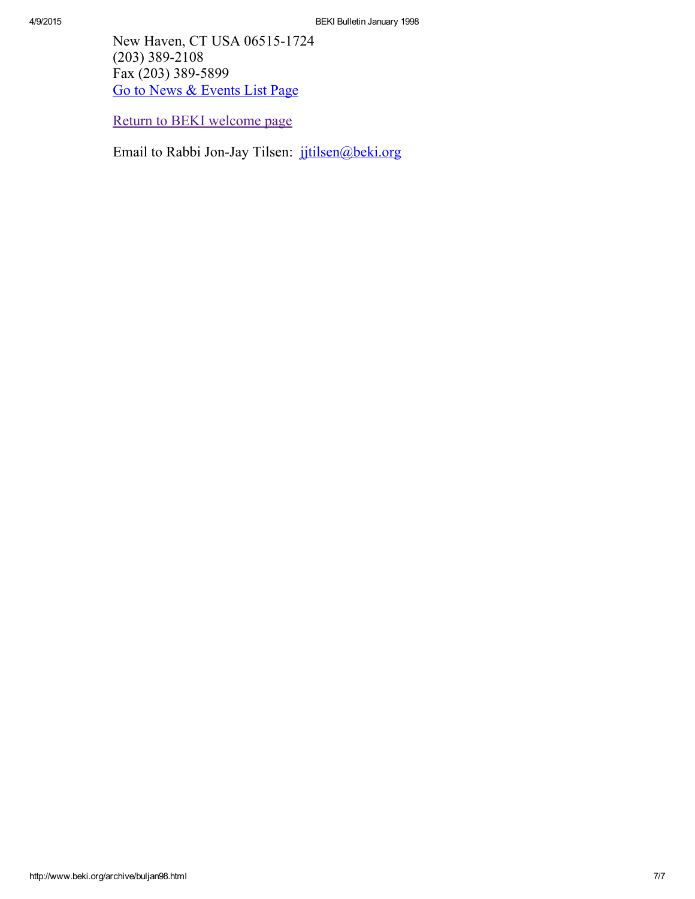New Haven, CT USA 06515-1724
(203) 389-2108
Fax (203) 389-5899
Go to News & Events List Page

Return to BEKI welcome page

Email to Rabbi Jon-Jay Tilsen: jjtilsen@beki.org